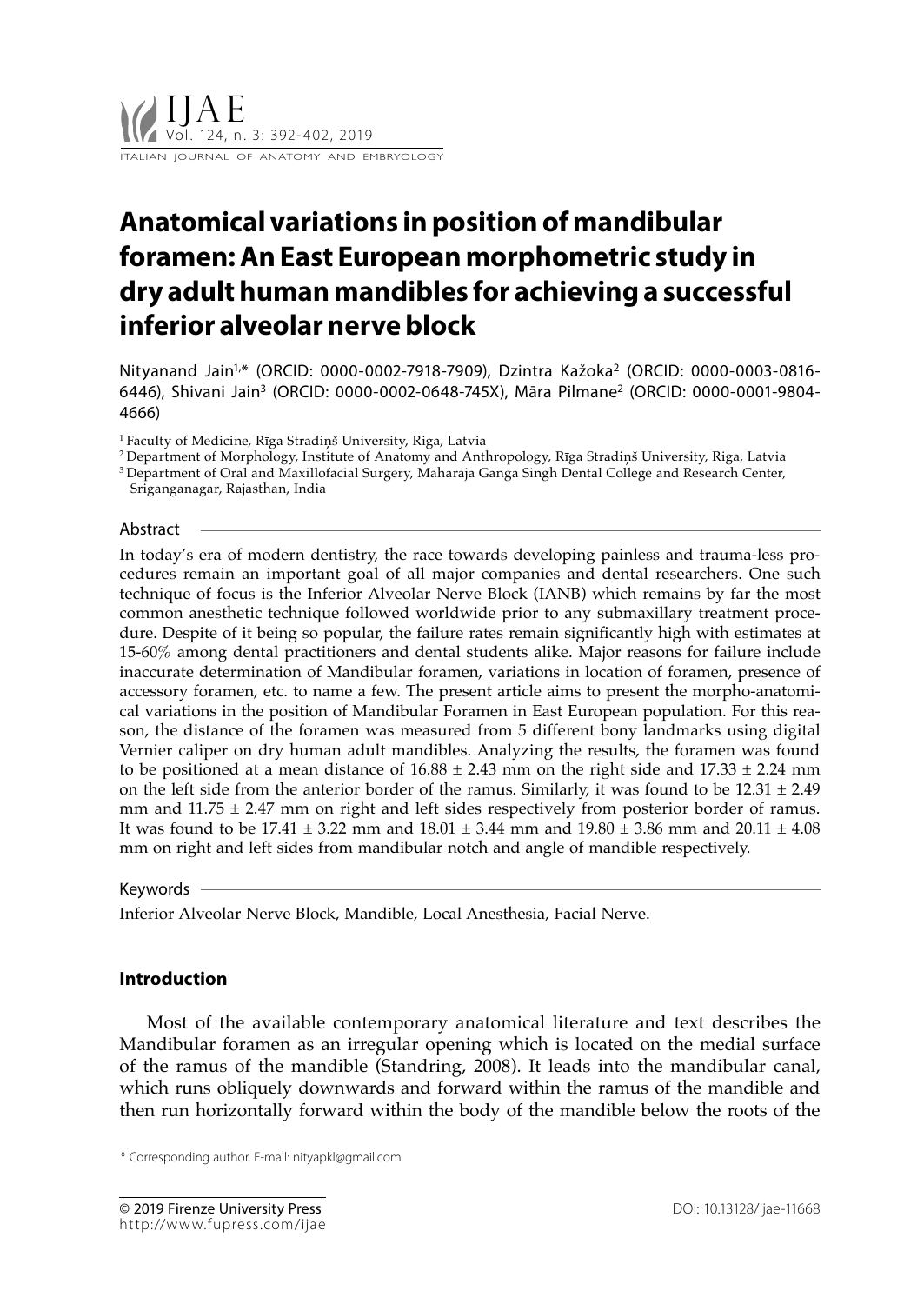# Anatomical variations in position of mandibular foramen: An East European morphometric study in dry adult human mandibles for achieving a successful inferior alveolar nerve block

Nityanand Jain[1,*] (ORCID: 0000-0002-7918-7909), Dzintra Kažoka[2] (ORCID: 0000-0003-0816-6446), Shivani Jain[3] (ORCID: 0000-0002-0648-745X), Māra Pilmane[2] (ORCID: 0000-0001-9804-4666)

[1] Faculty of Medicine, Rīga Stradiņš University, Riga, Latvia
[2] Department of Morphology, Institute of Anatomy and Anthropology, Rīga Stradiņš University, Riga, Latvia
[3] Department of Oral and Maxillofacial Surgery, Maharaja Ganga Singh Dental College and Research Center, Sriganganagar, Rajasthan, India

## Abstract

In today's era of modern dentistry, the race towards developing painless and trauma-less procedures remain an important goal of all major companies and dental researchers. One such technique of focus is the Inferior Alveolar Nerve Block (IANB) which remains by far the most common anesthetic technique followed worldwide prior to any submaxillary treatment procedure. Despite of it being so popular, the failure rates remain significantly high with estimates at 15-60% among dental practitioners and dental students alike. Major reasons for failure include inaccurate determination of Mandibular foramen, variations in location of foramen, presence of accessory foramen, etc. to name a few. The present article aims to present the morpho-anatomical variations in the position of Mandibular Foramen in East European population. For this reason, the distance of the foramen was measured from 5 different bony landmarks using digital Vernier caliper on dry human adult mandibles. Analyzing the results, the foramen was found to be positioned at a mean distance of $16.88 \pm 2.43$ mm on the right side and $17.33 \pm 2.24$ mm on the left side from the anterior border of the ramus. Similarly, it was found to be $12.31 \pm 2.49$ mm and $11.75 \pm 2.47$ mm on right and left sides respectively from posterior border of ramus. It was found to be $17.41 \pm 3.22$ mm and $18.01 \pm 3.44$ mm and $19.80 \pm 3.86$ mm and $20.11 \pm 4.08$ mm on right and left sides from mandibular notch and angle of mandible respectively.

## Keywords

Inferior Alveolar Nerve Block, Mandible, Local Anesthesia, Facial Nerve.

## Introduction

Most of the available contemporary anatomical literature and text describes the Mandibular foramen as an irregular opening which is located on the medial surface of the ramus of the mandible (Standring, 2008). It leads into the mandibular canal, which runs obliquely downwards and forward within the ramus of the mandible and then run horizontally forward within the body of the mandible below the roots of the

* Corresponding author. E-mail: nityapkl@gmail.com

© 2019 Firenze University Press
http://www.fupress.com/ijae

DOI: 10.13128/ijae-11668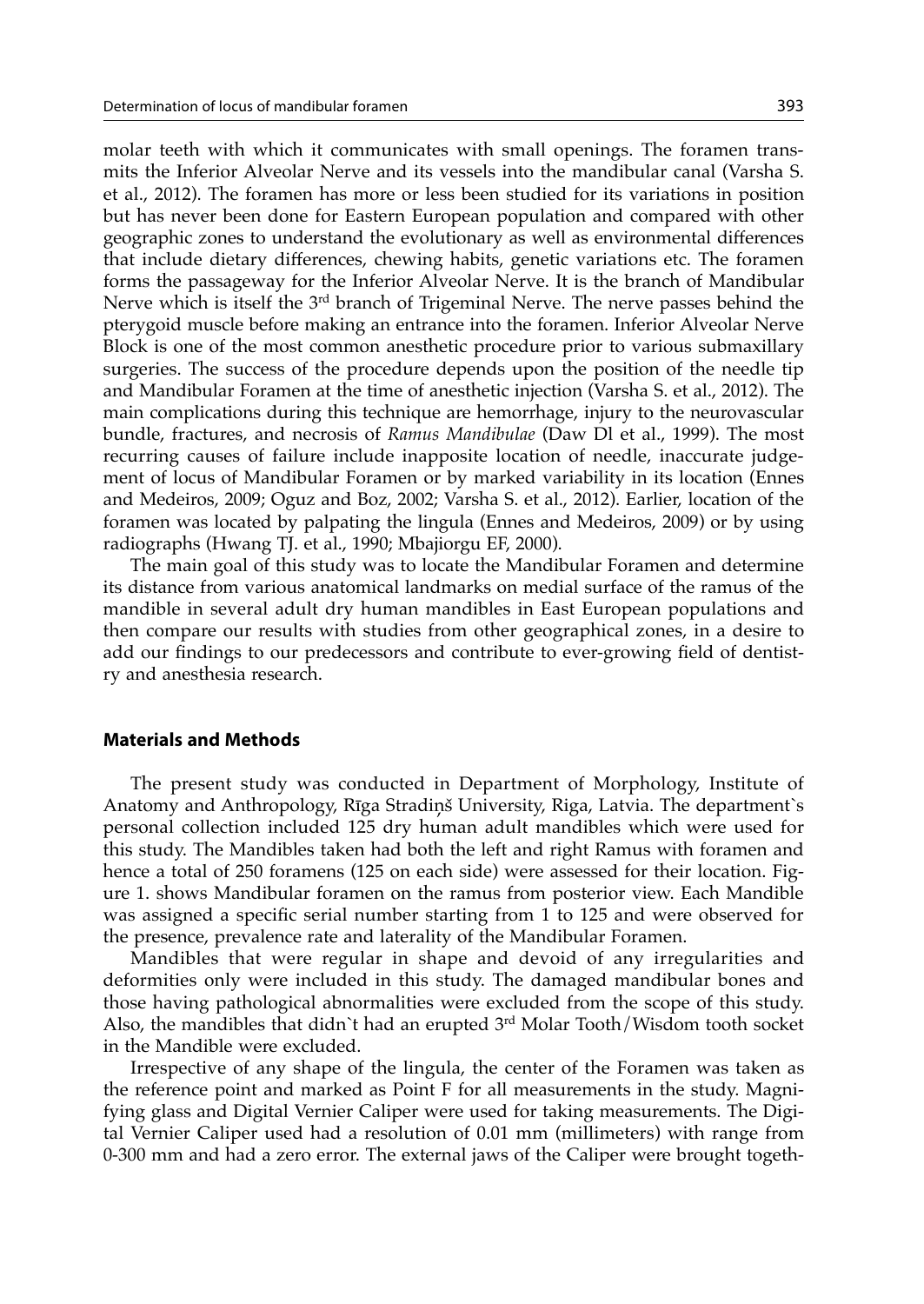molar teeth with which it communicates with small openings. The foramen transmits the Inferior Alveolar Nerve and its vessels into the mandibular canal (Varsha S. et al., 2012). The foramen has more or less been studied for its variations in position but has never been done for Eastern European population and compared with other geographic zones to understand the evolutionary as well as environmental differences that include dietary differences, chewing habits, genetic variations etc. The foramen forms the passageway for the Inferior Alveolar Nerve. It is the branch of Mandibular Nerve which is itself the 3rd branch of Trigeminal Nerve. The nerve passes behind the pterygoid muscle before making an entrance into the foramen. Inferior Alveolar Nerve Block is one of the most common anesthetic procedure prior to various submaxillary surgeries. The success of the procedure depends upon the position of the needle tip and Mandibular Foramen at the time of anesthetic injection (Varsha S. et al., 2012). The main complications during this technique are hemorrhage, injury to the neurovascular bundle, fractures, and necrosis of *Ramus Mandibulae* (Daw Dl et al., 1999). The most recurring causes of failure include inapposite location of needle, inaccurate judgement of locus of Mandibular Foramen or by marked variability in its location (Ennes and Medeiros, 2009; Oguz and Boz, 2002; Varsha S. et al., 2012). Earlier, location of the foramen was located by palpating the lingula (Ennes and Medeiros, 2009) or by using radiographs (Hwang TJ. et al., 1990; Mbajiorgu EF, 2000).

The main goal of this study was to locate the Mandibular Foramen and determine its distance from various anatomical landmarks on medial surface of the ramus of the mandible in several adult dry human mandibles in East European populations and then compare our results with studies from other geographical zones, in a desire to add our findings to our predecessors and contribute to ever-growing field of dentistry and anesthesia research.

## Materials and Methods

The present study was conducted in Department of Morphology, Institute of Anatomy and Anthropology, Rīga Stradiņš University, Riga, Latvia. The department`s personal collection included 125 dry human adult mandibles which were used for this study. The Mandibles taken had both the left and right Ramus with foramen and hence a total of 250 foramens (125 on each side) were assessed for their location. Figure 1. shows Mandibular foramen on the ramus from posterior view. Each Mandible was assigned a specific serial number starting from 1 to 125 and were observed for the presence, prevalence rate and laterality of the Mandibular Foramen.

Mandibles that were regular in shape and devoid of any irregularities and deformities only were included in this study. The damaged mandibular bones and those having pathological abnormalities were excluded from the scope of this study. Also, the mandibles that didn`t had an erupted 3rd Molar Tooth/Wisdom tooth socket in the Mandible were excluded.

Irrespective of any shape of the lingula, the center of the Foramen was taken as the reference point and marked as Point F for all measurements in the study. Magnifying glass and Digital Vernier Caliper were used for taking measurements. The Digital Vernier Caliper used had a resolution of 0.01 mm (millimeters) with range from 0-300 mm and had a zero error. The external jaws of the Caliper were brought togeth-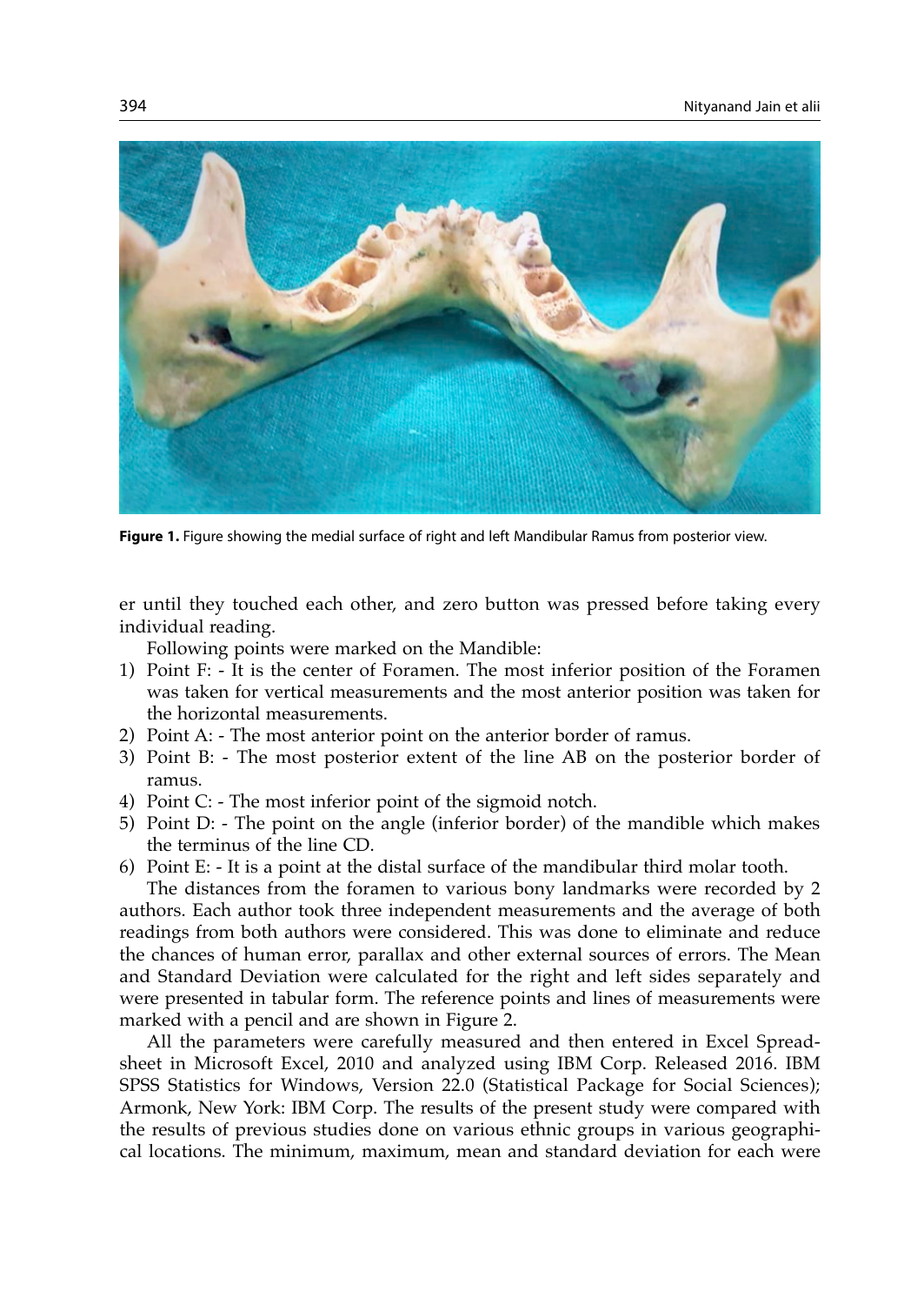**Figure 1.** Figure showing the medial surface of right and left Mandibular Ramus from posterior view.

er until they touched each other, and zero button was pressed before taking every individual reading.

Following points were marked on the Mandible:

1) Point F: - It is the center of Foramen. The most inferior position of the Foramen was taken for vertical measurements and the most anterior position was taken for the horizontal measurements.
2) Point A: - The most anterior point on the anterior border of ramus.
3) Point B: - The most posterior extent of the line AB on the posterior border of ramus.
4) Point C: - The most inferior point of the sigmoid notch.
5) Point D: - The point on the angle (inferior border) of the mandible which makes the terminus of the line CD.
6) Point E: - It is a point at the distal surface of the mandibular third molar tooth.

The distances from the foramen to various bony landmarks were recorded by 2 authors. Each author took three independent measurements and the average of both readings from both authors were considered. This was done to eliminate and reduce the chances of human error, parallax and other external sources of errors. The Mean and Standard Deviation were calculated for the right and left sides separately and were presented in tabular form. The reference points and lines of measurements were marked with a pencil and are shown in Figure 2.

All the parameters were carefully measured and then entered in Excel Spreadsheet in Microsoft Excel, 2010 and analyzed using IBM Corp. Released 2016. IBM SPSS Statistics for Windows, Version 22.0 (Statistical Package for Social Sciences); Armonk, New York: IBM Corp. The results of the present study were compared with the results of previous studies done on various ethnic groups in various geographical locations. The minimum, maximum, mean and standard deviation for each were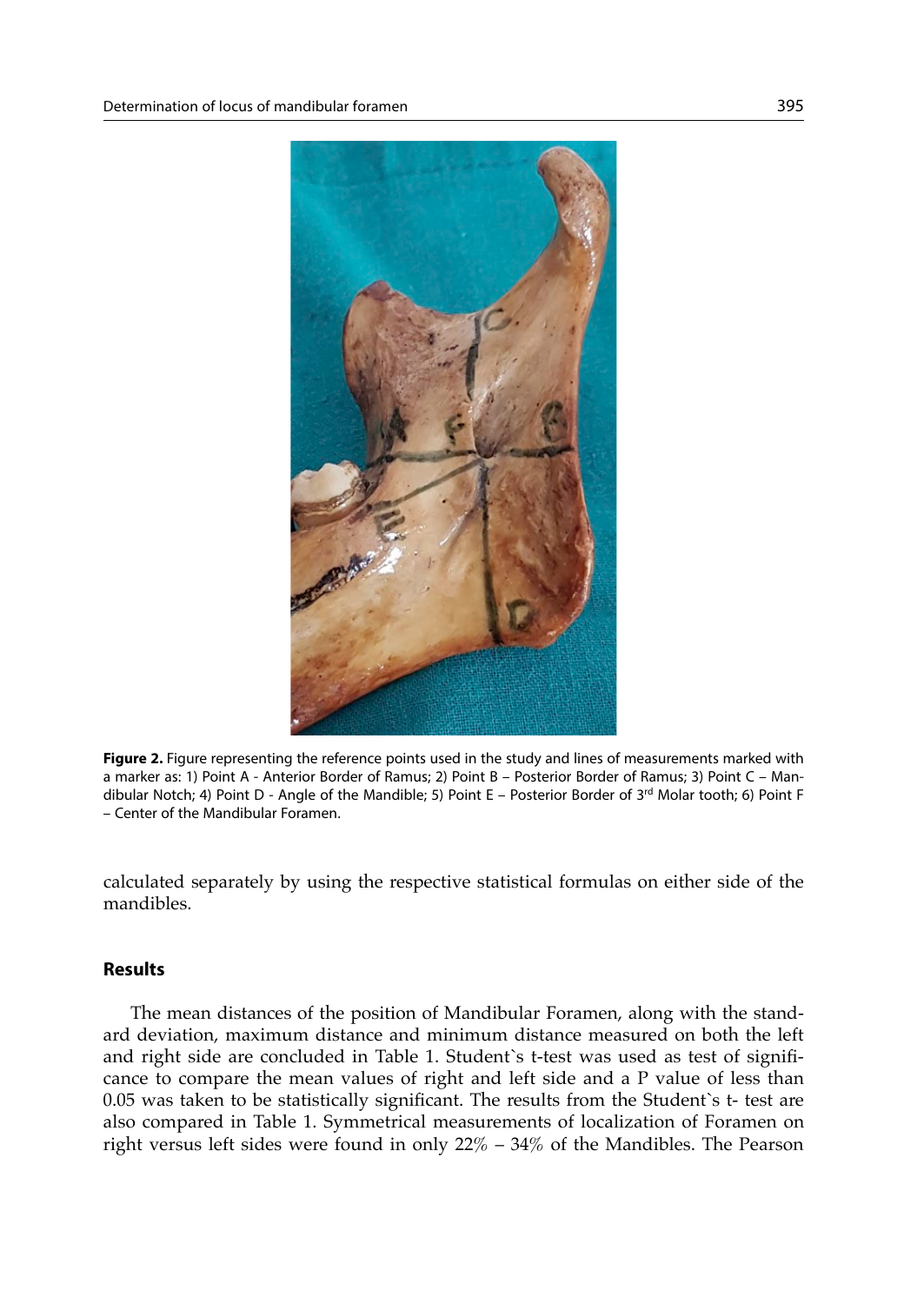**Figure 2.** Figure representing the reference points used in the study and lines of measurements marked with a marker as: 1) Point A - Anterior Border of Ramus; 2) Point B – Posterior Border of Ramus; 3) Point C – Mandibular Notch; 4) Point D - Angle of the Mandible; 5) Point E – Posterior Border of 3rd Molar tooth; 6) Point F – Center of the Mandibular Foramen.

calculated separately by using the respective statistical formulas on either side of the mandibles.

## Results

The mean distances of the position of Mandibular Foramen, along with the standard deviation, maximum distance and minimum distance measured on both the left and right side are concluded in Table 1. Student`s t-test was used as test of significance to compare the mean values of right and left side and a P value of less than 0.05 was taken to be statistically significant. The results from the Student`s t- test are also compared in Table 1. Symmetrical measurements of localization of Foramen on right versus left sides were found in only 22% – 34% of the Mandibles. The Pearson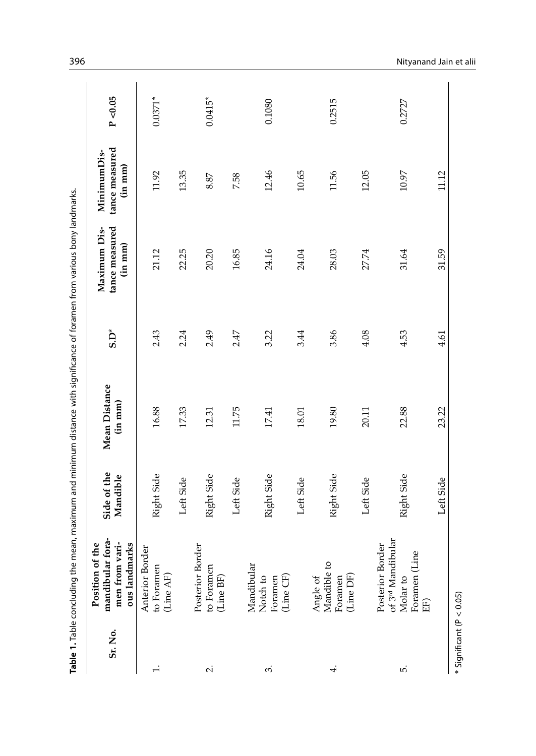**Table 1.** Table concluding the mean, maximum and minimum distance with significance of foramen from various bony landmarks.

| Sr. No. | Position of the mandibular foramen from various landmarks | Side of the Mandible | Mean Distance (in mm) | S.D* | Maximum Distance measured (in mm) | MinimumDistance measured (in mm) | P <0.05 |
|---|---|---|---|---|---|---|---|
| 1. | Anterior Border to Foramen (Line AF) | Right Side | 16.88 | 2.43 | 21.12 | 11.92 | 0.0371* |
| | | Left Side | 17.33 | 2.24 | 22.25 | 13.35 | |
| 2. | Posterior Border to Foramen (Line BF) | Right Side | 12.31 | 2.49 | 20.20 | 8.87 | 0.0415* |
| | | Left Side | 11.75 | 2.47 | 16.85 | 7.58 | |
| 3. | Mandibular Notch to Foramen (Line CF) | Right Side | 17.41 | 3.22 | 24.16 | 12.46 | 0.1080 |
| | | Left Side | 18.01 | 3.44 | 24.04 | 10.65 | |
| 4. | Angle of Mandible to Foramen (Line DF) | Right Side | 19.80 | 3.86 | 28.03 | 11.56 | 0.2515 |
| | | Left Side | 20.11 | 4.08 | 27.74 | 12.05 | |
| 5. | Posterior Border of 3rd Mandibular Molar to Foramen (Line EF) | Right Side | 22.88 | 4.53 | 31.64 | 10.97 | 0.2727 |
| | | Left Side | 23.22 | 4.61 | 31.59 | 11.12 | |

* Significant ($P < 0.05$)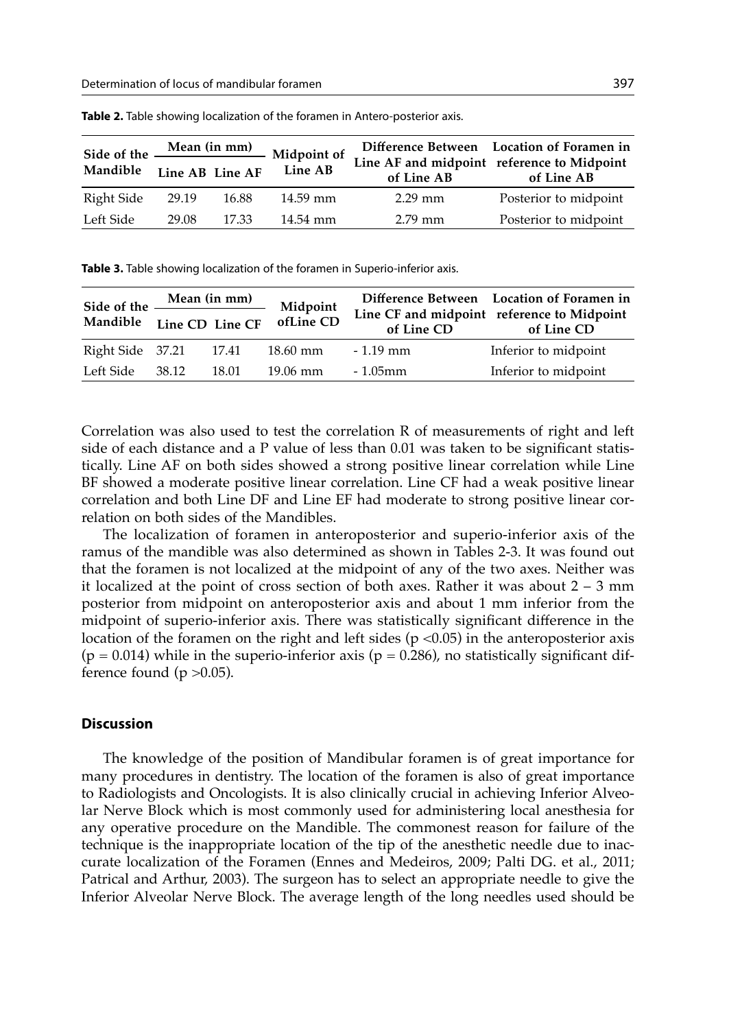**Table 2.** Table showing localization of the foramen in Antero-posterior axis.

| Side of the Mandible | Mean (in mm) | | Midpoint of Line AB | Difference Between Line AF and midpoint of Line AB | Location of Foramen in reference to Midpoint of Line AB |
|---|---|---|---|---|---|
| | Line AB | Line AF | | | |
| Right Side | 29.19 | 16.88 | 14.59 mm | 2.29 mm | Posterior to midpoint |
| Left Side | 29.08 | 17.33 | 14.54 mm | 2.79 mm | Posterior to midpoint |

**Table 3.** Table showing localization of the foramen in Superio-inferior axis.

| Side of the Mandible | Mean (in mm) | | Midpoint ofLine CD | Difference Between Line CF and midpoint of Line CD | Location of Foramen in reference to Midpoint of Line CD |
|---|---|---|---|---|---|
| | Line CD | Line CF | | | |
| Right Side | 37.21 | 17.41 | 18.60 mm | - 1.19 mm | Inferior to midpoint |
| Left Side | 38.12 | 18.01 | 19.06 mm | - 1.05mm | Inferior to midpoint |

Correlation was also used to test the correlation R of measurements of right and left side of each distance and a P value of less than 0.01 was taken to be significant statistically. Line AF on both sides showed a strong positive linear correlation while Line BF showed a moderate positive linear correlation. Line CF had a weak positive linear correlation and both Line DF and Line EF had moderate to strong positive linear correlation on both sides of the Mandibles.

The localization of foramen in anteroposterior and superio-inferior axis of the ramus of the mandible was also determined as shown in Tables 2-3. It was found out that the foramen is not localized at the midpoint of any of the two axes. Neither was it localized at the point of cross section of both axes. Rather it was about 2 – 3 mm posterior from midpoint on anteroposterior axis and about 1 mm inferior from the midpoint of superio-inferior axis. There was statistically significant difference in the location of the foramen on the right and left sides ($p < 0.05$) in the anteroposterior axis ($p = 0.014$) while in the superio-inferior axis ($p = 0.286$), no statistically significant difference found ($p > 0.05$).

## Discussion

The knowledge of the position of Mandibular foramen is of great importance for many procedures in dentistry. The location of the foramen is also of great importance to Radiologists and Oncologists. It is also clinically crucial in achieving Inferior Alveolar Nerve Block which is most commonly used for administering local anesthesia for any operative procedure on the Mandible. The commonest reason for failure of the technique is the inappropriate location of the tip of the anesthetic needle due to inaccurate localization of the Foramen (Ennes and Medeiros, 2009; Palti DG. et al., 2011; Patrical and Arthur, 2003). The surgeon has to select an appropriate needle to give the Inferior Alveolar Nerve Block. The average length of the long needles used should be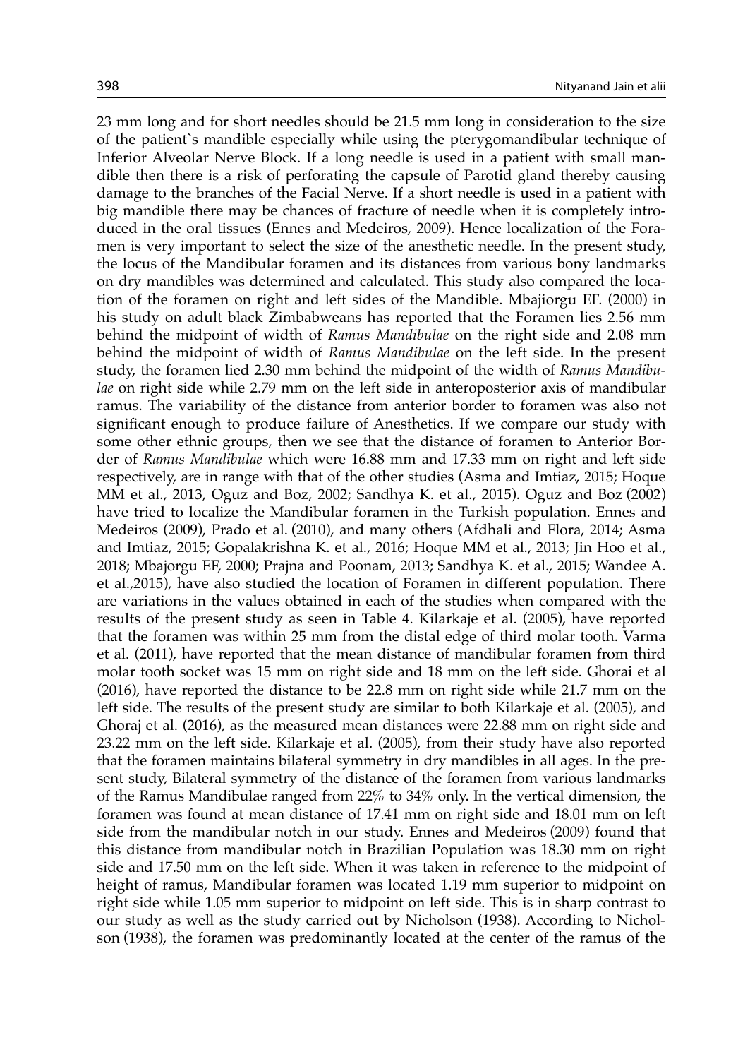23 mm long and for short needles should be 21.5 mm long in consideration to the size of the patient`s mandible especially while using the pterygomandibular technique of Inferior Alveolar Nerve Block. If a long needle is used in a patient with small mandible then there is a risk of perforating the capsule of Parotid gland thereby causing damage to the branches of the Facial Nerve. If a short needle is used in a patient with big mandible there may be chances of fracture of needle when it is completely introduced in the oral tissues (Ennes and Medeiros, 2009). Hence localization of the Foramen is very important to select the size of the anesthetic needle. In the present study, the locus of the Mandibular foramen and its distances from various bony landmarks on dry mandibles was determined and calculated. This study also compared the location of the foramen on right and left sides of the Mandible. Mbajiorgu EF. (2000) in his study on adult black Zimbabweans has reported that the Foramen lies 2.56 mm behind the midpoint of width of *Ramus Mandibulae* on the right side and 2.08 mm behind the midpoint of width of *Ramus Mandibulae* on the left side. In the present study, the foramen lied 2.30 mm behind the midpoint of the width of *Ramus Mandibulae* on right side while 2.79 mm on the left side in anteroposterior axis of mandibular ramus. The variability of the distance from anterior border to foramen was also not significant enough to produce failure of Anesthetics. If we compare our study with some other ethnic groups, then we see that the distance of foramen to Anterior Border of *Ramus Mandibulae* which were 16.88 mm and 17.33 mm on right and left side respectively, are in range with that of the other studies (Asma and Imtiaz, 2015; Hoque MM et al., 2013, Oguz and Boz, 2002; Sandhya K. et al., 2015). Oguz and Boz (2002) have tried to localize the Mandibular foramen in the Turkish population. Ennes and Medeiros (2009), Prado et al. (2010), and many others (Afdhali and Flora, 2014; Asma and Imtiaz, 2015; Gopalakrishna K. et al., 2016; Hoque MM et al., 2013; Jin Hoo et al., 2018; Mbajorgu EF, 2000; Prajna and Poonam, 2013; Sandhya K. et al., 2015; Wandee A. et al.,2015), have also studied the location of Foramen in different population. There are variations in the values obtained in each of the studies when compared with the results of the present study as seen in Table 4. Kilarkaje et al. (2005), have reported that the foramen was within 25 mm from the distal edge of third molar tooth. Varma et al. (2011), have reported that the mean distance of mandibular foramen from third molar tooth socket was 15 mm on right side and 18 mm on the left side. Ghorai et al (2016), have reported the distance to be 22.8 mm on right side while 21.7 mm on the left side. The results of the present study are similar to both Kilarkaje et al. (2005), and Ghoraj et al. (2016), as the measured mean distances were 22.88 mm on right side and 23.22 mm on the left side. Kilarkaje et al. (2005), from their study have also reported that the foramen maintains bilateral symmetry in dry mandibles in all ages. In the present study, Bilateral symmetry of the distance of the foramen from various landmarks of the Ramus Mandibulae ranged from 22% to 34% only. In the vertical dimension, the foramen was found at mean distance of 17.41 mm on right side and 18.01 mm on left side from the mandibular notch in our study. Ennes and Medeiros (2009) found that this distance from mandibular notch in Brazilian Population was 18.30 mm on right side and 17.50 mm on the left side. When it was taken in reference to the midpoint of height of ramus, Mandibular foramen was located 1.19 mm superior to midpoint on right side while 1.05 mm superior to midpoint on left side. This is in sharp contrast to our study as well as the study carried out by Nicholson (1938). According to Nicholson (1938), the foramen was predominantly located at the center of the ramus of the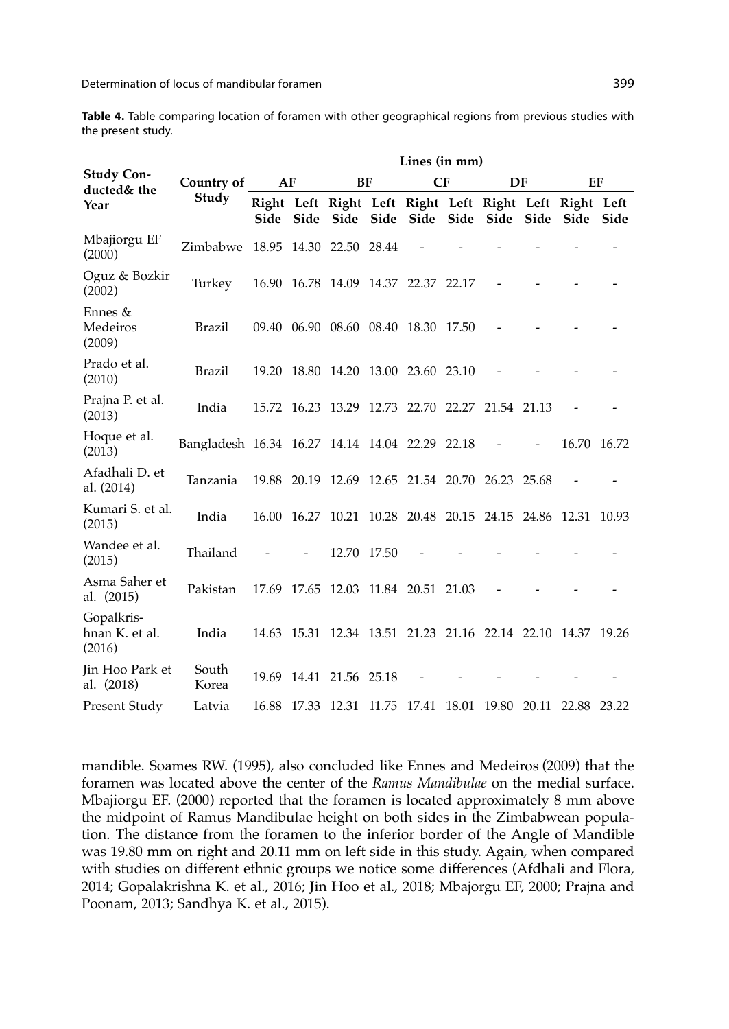**Table 4.** Table comparing location of foramen with other geographical regions from previous studies with the present study.

| Study Conducted& the Year | Country of Study | Lines (in mm) | | | | | | | | | |
|---|---|---|---|---|---|---|---|---|---|---|---|
| | | AF | | BF | | CF | | DF | | EF | |
| | | Right Side | Left Side | Right Side | Left Side | Right Side | Left Side | Right Side | Left Side | Right Side | Left Side |
| Mbajiorgu EF (2000) | Zimbabwe | 18.95 | 14.30 | 22.50 | 28.44 | - | - | - | - | - | - |
| Oguz & Bozkir (2002) | Turkey | 16.90 | 16.78 | 14.09 | 14.37 | 22.37 | 22.17 | - | - | - | - |
| Ennes & Medeiros (2009) | Brazil | 09.40 | 06.90 | 08.60 | 08.40 | 18.30 | 17.50 | - | - | - | - |
| Prado et al. (2010) | Brazil | 19.20 | 18.80 | 14.20 | 13.00 | 23.60 | 23.10 | - | - | - | - |
| Prajna P. et al. (2013) | India | 15.72 | 16.23 | 13.29 | 12.73 | 22.70 | 22.27 | 21.54 | 21.13 | - | - |
| Hoque et al. (2013) | Bangladesh | 16.34 | 16.27 | 14.14 | 14.04 | 22.29 | 22.18 | - | - | 16.70 | 16.72 |
| Afadhali D. et al. (2014) | Tanzania | 19.88 | 20.19 | 12.69 | 12.65 | 21.54 | 20.70 | 26.23 | 25.68 | - | - |
| Kumari S. et al. (2015) | India | 16.00 | 16.27 | 10.21 | 10.28 | 20.48 | 20.15 | 24.15 | 24.86 | 12.31 | 10.93 |
| Wandee et al. (2015) | Thailand | - | - | 12.70 | 17.50 | - | - | - | - | - | - |
| Asma Saher et al. (2015) | Pakistan | 17.69 | 17.65 | 12.03 | 11.84 | 20.51 | 21.03 | - | - | - | - |
| Gopalkrishnan K. et al. (2016) | India | 14.63 | 15.31 | 12.34 | 13.51 | 21.23 | 21.16 | 22.14 | 22.10 | 14.37 | 19.26 |
| Jin Hoo Park et al. (2018) | South Korea | 19.69 | 14.41 | 21.56 | 25.18 | - | - | - | - | - | - |
| Present Study | Latvia | 16.88 | 17.33 | 12.31 | 11.75 | 17.41 | 18.01 | 19.80 | 20.11 | 22.88 | 23.22 |

mandible. Soames RW. (1995), also concluded like Ennes and Medeiros (2009) that the foramen was located above the center of the *Ramus Mandibulae* on the medial surface. Mbajiorgu EF. (2000) reported that the foramen is located approximately 8 mm above the midpoint of Ramus Mandibulae height on both sides in the Zimbabwean population. The distance from the foramen to the inferior border of the Angle of Mandible was 19.80 mm on right and 20.11 mm on left side in this study. Again, when compared with studies on different ethnic groups we notice some differences (Afdhali and Flora, 2014; Gopalakrishna K. et al., 2016; Jin Hoo et al., 2018; Mbajorgu EF, 2000; Prajna and Poonam, 2013; Sandhya K. et al., 2015).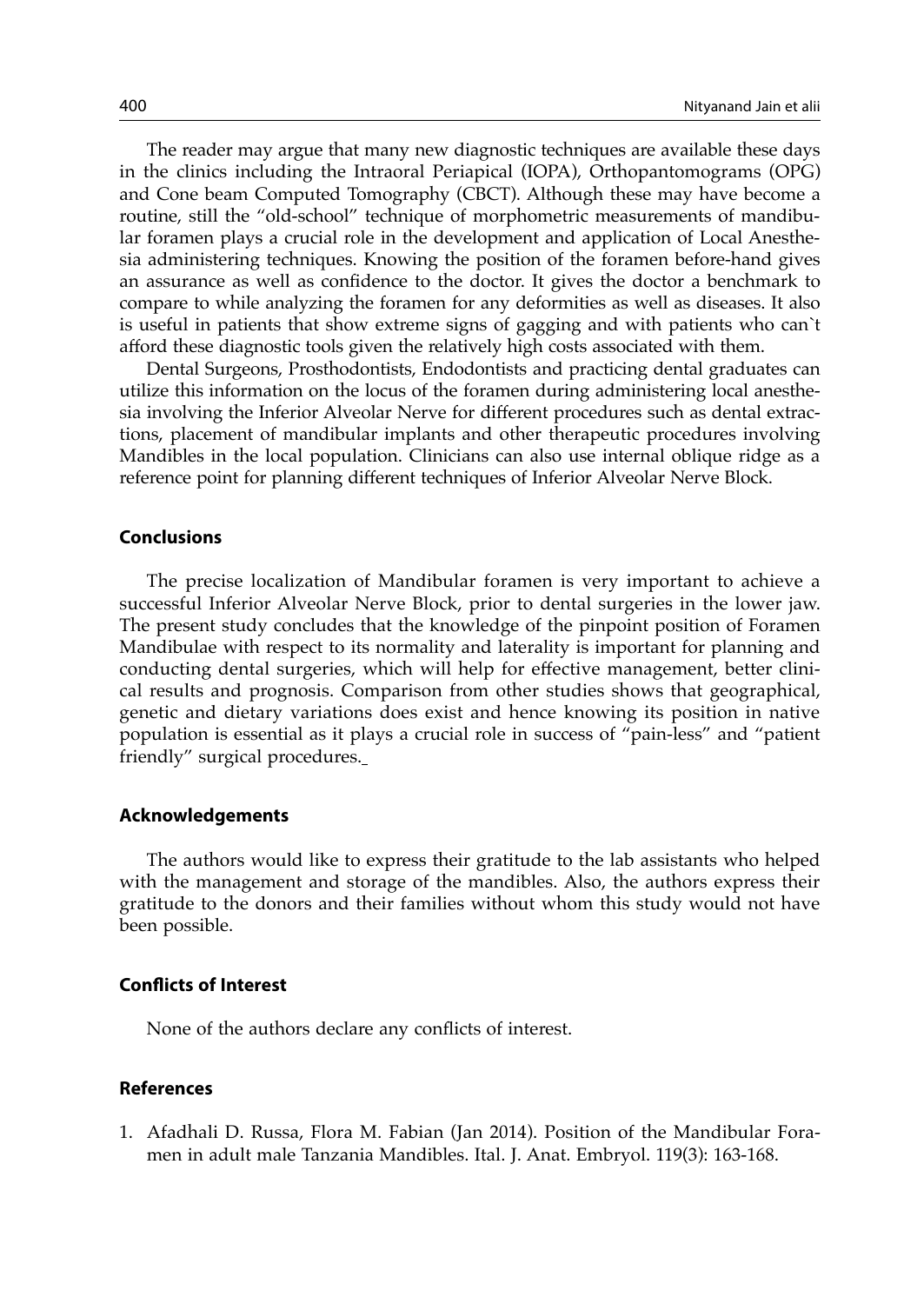The reader may argue that many new diagnostic techniques are available these days in the clinics including the Intraoral Periapical (IOPA), Orthopantomograms (OPG) and Cone beam Computed Tomography (CBCT). Although these may have become a routine, still the "old-school" technique of morphometric measurements of mandibular foramen plays a crucial role in the development and application of Local Anesthesia administering techniques. Knowing the position of the foramen before-hand gives an assurance as well as confidence to the doctor. It gives the doctor a benchmark to compare to while analyzing the foramen for any deformities as well as diseases. It also is useful in patients that show extreme signs of gagging and with patients who can`t afford these diagnostic tools given the relatively high costs associated with them.

Dental Surgeons, Prosthodontists, Endodontists and practicing dental graduates can utilize this information on the locus of the foramen during administering local anesthesia involving the Inferior Alveolar Nerve for different procedures such as dental extractions, placement of mandibular implants and other therapeutic procedures involving Mandibles in the local population. Clinicians can also use internal oblique ridge as a reference point for planning different techniques of Inferior Alveolar Nerve Block.

## Conclusions

The precise localization of Mandibular foramen is very important to achieve a successful Inferior Alveolar Nerve Block, prior to dental surgeries in the lower jaw. The present study concludes that the knowledge of the pinpoint position of Foramen Mandibulae with respect to its normality and laterality is important for planning and conducting dental surgeries, which will help for effective management, better clinical results and prognosis. Comparison from other studies shows that geographical, genetic and dietary variations does exist and hence knowing its position in native population is essential as it plays a crucial role in success of "pain-less" and "patient friendly" surgical procedures.

## Acknowledgements

The authors would like to express their gratitude to the lab assistants who helped with the management and storage of the mandibles. Also, the authors express their gratitude to the donors and their families without whom this study would not have been possible.

## Conflicts of Interest

None of the authors declare any conflicts of interest.

## References

1. Afadhali D. Russa, Flora M. Fabian (Jan 2014). Position of the Mandibular Foramen in adult male Tanzania Mandibles. Ital. J. Anat. Embryol. 119(3): 163-168.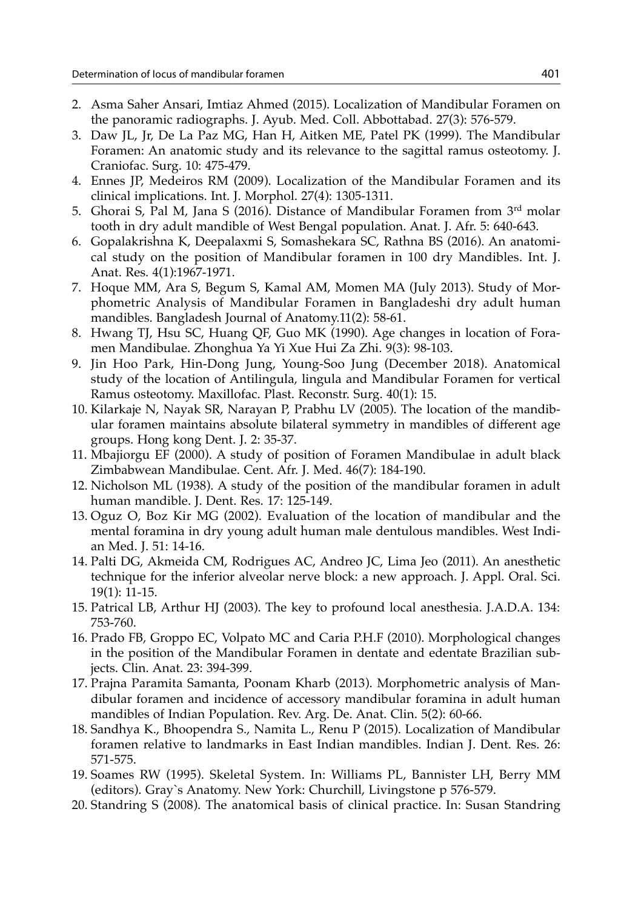2. Asma Saher Ansari, Imtiaz Ahmed (2015). Localization of Mandibular Foramen on the panoramic radiographs. J. Ayub. Med. Coll. Abbottabad. 27(3): 576-579.
3. Daw JL, Jr, De La Paz MG, Han H, Aitken ME, Patel PK (1999). The Mandibular Foramen: An anatomic study and its relevance to the sagittal ramus osteotomy. J. Craniofac. Surg. 10: 475-479.
4. Ennes JP, Medeiros RM (2009). Localization of the Mandibular Foramen and its clinical implications. Int. J. Morphol. 27(4): 1305-1311.
5. Ghorai S, Pal M, Jana S (2016). Distance of Mandibular Foramen from 3rd molar tooth in dry adult mandible of West Bengal population. Anat. J. Afr. 5: 640-643.
6. Gopalakrishna K, Deepalaxmi S, Somashekara SC, Rathna BS (2016). An anatomical study on the position of Mandibular foramen in 100 dry Mandibles. Int. J. Anat. Res. 4(1):1967-1971.
7. Hoque MM, Ara S, Begum S, Kamal AM, Momen MA (July 2013). Study of Morphometric Analysis of Mandibular Foramen in Bangladeshi dry adult human mandibles. Bangladesh Journal of Anatomy.11(2): 58-61.
8. Hwang TJ, Hsu SC, Huang QF, Guo MK (1990). Age changes in location of Foramen Mandibulae. Zhonghua Ya Yi Xue Hui Za Zhi. 9(3): 98-103.
9. Jin Hoo Park, Hin-Dong Jung, Young-Soo Jung (December 2018). Anatomical study of the location of Antilingula, lingula and Mandibular Foramen for vertical Ramus osteotomy. Maxillofac. Plast. Reconstr. Surg. 40(1): 15.
10. Kilarkaje N, Nayak SR, Narayan P, Prabhu LV (2005). The location of the mandibular foramen maintains absolute bilateral symmetry in mandibles of different age groups. Hong kong Dent. J. 2: 35-37.
11. Mbajiorgu EF (2000). A study of position of Foramen Mandibulae in adult black Zimbabwean Mandibulae. Cent. Afr. J. Med. 46(7): 184-190.
12. Nicholson ML (1938). A study of the position of the mandibular foramen in adult human mandible. J. Dent. Res. 17: 125-149.
13. Oguz O, Boz Kir MG (2002). Evaluation of the location of mandibular and the mental foramina in dry young adult human male dentulous mandibles. West Indian Med. J. 51: 14-16.
14. Palti DG, Akmeida CM, Rodrigues AC, Andreo JC, Lima Jeo (2011). An anesthetic technique for the inferior alveolar nerve block: a new approach. J. Appl. Oral. Sci. 19(1): 11-15.
15. Patrical LB, Arthur HJ (2003). The key to profound local anesthesia. J.A.D.A. 134: 753-760.
16. Prado FB, Groppo EC, Volpato MC and Caria P.H.F (2010). Morphological changes in the position of the Mandibular Foramen in dentate and edentate Brazilian subjects. Clin. Anat. 23: 394-399.
17. Prajna Paramita Samanta, Poonam Kharb (2013). Morphometric analysis of Mandibular foramen and incidence of accessory mandibular foramina in adult human mandibles of Indian Population. Rev. Arg. De. Anat. Clin. 5(2): 60-66.
18. Sandhya K., Bhoopendra S., Namita L., Renu P (2015). Localization of Mandibular foramen relative to landmarks in East Indian mandibles. Indian J. Dent. Res. 26: 571-575.
19. Soames RW (1995). Skeletal System. In: Williams PL, Bannister LH, Berry MM (editors). Gray`s Anatomy. New York: Churchill, Livingstone p 576-579.
20. Standring S (2008). The anatomical basis of clinical practice. In: Susan Standring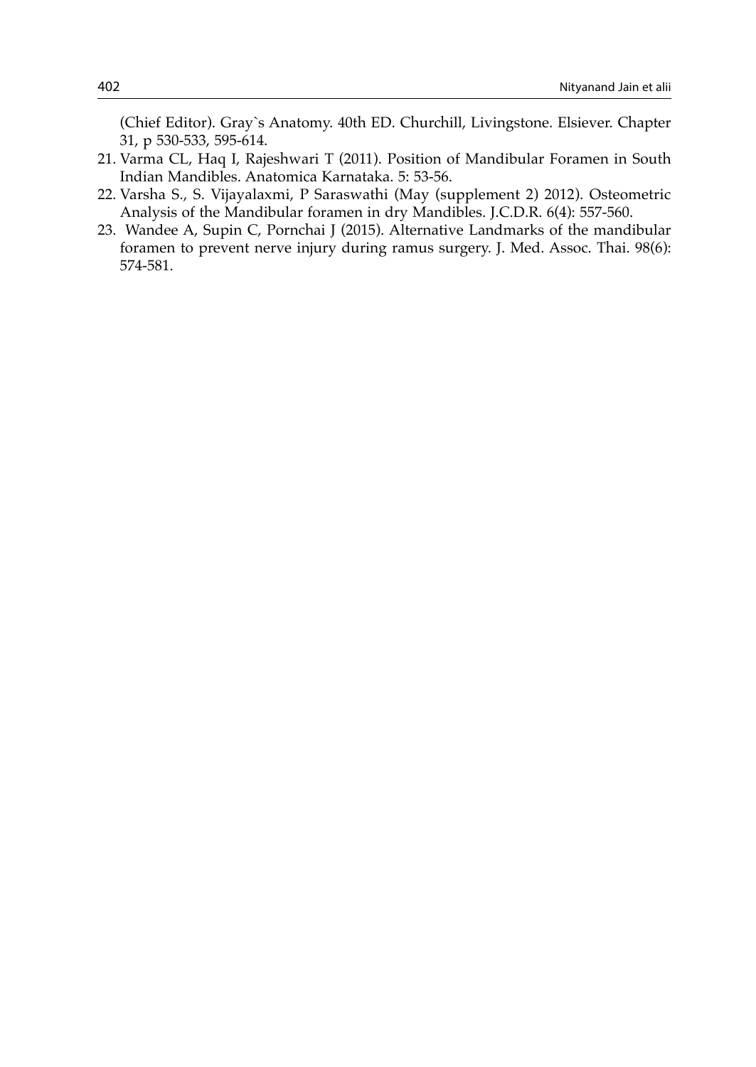(Chief Editor). Gray`s Anatomy. 40th ED. Churchill, Livingstone. Elsiever. Chapter 31, p 530-533, 595-614.

21. Varma CL, Haq I, Rajeshwari T (2011). Position of Mandibular Foramen in South Indian Mandibles. Anatomica Karnataka. 5: 53-56.
22. Varsha S., S. Vijayalaxmi, P Saraswathi (May (supplement 2) 2012). Osteometric Analysis of the Mandibular foramen in dry Mandibles. J.C.D.R. 6(4): 557-560.
23. Wandee A, Supin C, Pornchai J (2015). Alternative Landmarks of the mandibular foramen to prevent nerve injury during ramus surgery. J. Med. Assoc. Thai. 98(6): 574-581.